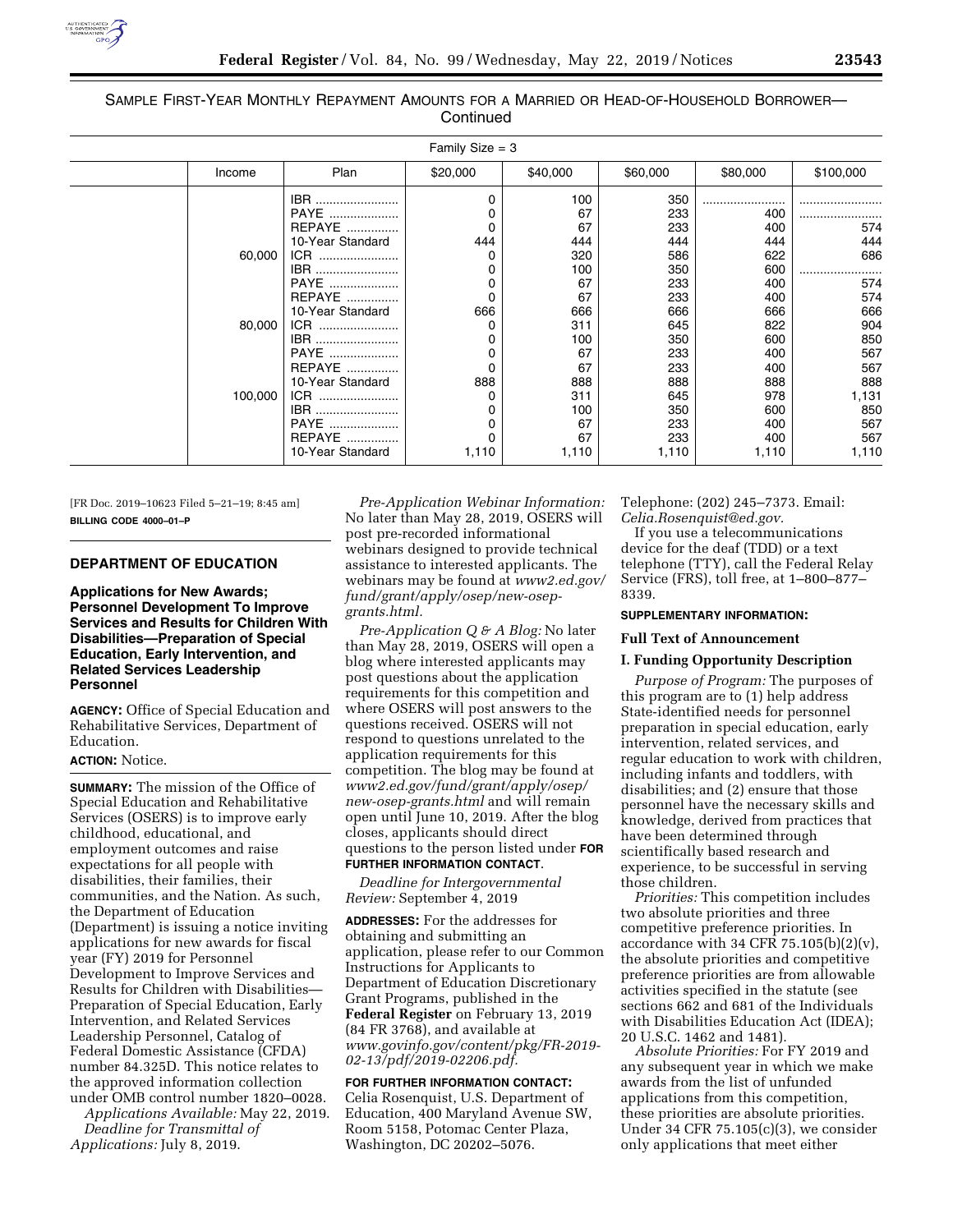SAMPLE FIRST-YEAR MONTHLY REPAYMENT AMOUNTS FOR A MARRIED OR HEAD-OF-HOUSEHOLD BORROWER—Continued

| Family Size = 3 | | | | | | | |
|---|---|---|---|---|---|---|---|
| | Income | Plan | $20,000 | $40,000 | $60,000 | $80,000 | $100,000 |
| | | IBR | 0 | 100 | 350 | | |
| | | PAYE | 0 | 67 | 233 | 400 | |
| | | REPAYE | 0 | 67 | 233 | 400 | 574 |
| | | 10-Year Standard | 444 | 444 | 444 | 444 | 444 |
| | 60,000 | ICR | 0 | 320 | 586 | 622 | 686 |
| | | IBR | 0 | 100 | 350 | 600 | |
| | | PAYE | 0 | 67 | 233 | 400 | 574 |
| | | REPAYE | 0 | 67 | 233 | 400 | 574 |
| | | 10-Year Standard | 666 | 666 | 666 | 666 | 666 |
| | 80,000 | ICR | 0 | 311 | 645 | 822 | 904 |
| | | IBR | 0 | 100 | 350 | 600 | 850 |
| | | PAYE | 0 | 67 | 233 | 400 | 567 |
| | | REPAYE | 0 | 67 | 233 | 400 | 567 |
| | | 10-Year Standard | 888 | 888 | 888 | 888 | 888 |
| | 100,000 | ICR | 0 | 311 | 645 | 978 | 1,131 |
| | | IBR | 0 | 100 | 350 | 600 | 850 |
| | | PAYE | 0 | 67 | 233 | 400 | 567 |
| | | REPAYE | 0 | 67 | 233 | 400 | 567 |
| | | 10-Year Standard | 1,110 | 1,110 | 1,110 | 1,110 | 1,110 |

[FR Doc. 2019–10623 Filed 5–21–19; 8:45 am]

**BILLING CODE 4000–01–P**

## DEPARTMENT OF EDUCATION

### Applications for New Awards; Personnel Development To Improve Services and Results for Children With Disabilities—Preparation of Special Education, Early Intervention, and Related Services Leadership Personnel

**AGENCY:** Office of Special Education and Rehabilitative Services, Department of Education.

**ACTION:** Notice.

**SUMMARY:** The mission of the Office of Special Education and Rehabilitative Services (OSERS) is to improve early childhood, educational, and employment outcomes and raise expectations for all people with disabilities, their families, their communities, and the Nation. As such, the Department of Education (Department) is issuing a notice inviting applications for new awards for fiscal year (FY) 2019 for Personnel Development to Improve Services and Results for Children with Disabilities—Preparation of Special Education, Early Intervention, and Related Services Leadership Personnel, Catalog of Federal Domestic Assistance (CFDA) number 84.325D. This notice relates to the approved information collection under OMB control number 1820–0028.

*Applications Available:* May 22, 2019.

*Deadline for Transmittal of Applications:* July 8, 2019.

*Pre-Application Webinar Information:* No later than May 28, 2019, OSERS will post pre-recorded informational webinars designed to provide technical assistance to interested applicants. The webinars may be found at *www2.ed.gov/fund/grant/apply/osep/new-osep-grants.html.*

*Pre-Application Q & A Blog:* No later than May 28, 2019, OSERS will open a blog where interested applicants may post questions about the application requirements for this competition and where OSERS will post answers to the questions received. OSERS will not respond to questions unrelated to the application requirements for this competition. The blog may be found at *www2.ed.gov/fund/grant/apply/osep/new-osep-grants.html* and will remain open until June 10, 2019. After the blog closes, applicants should direct questions to the person listed under **FOR FURTHER INFORMATION CONTACT**.

*Deadline for Intergovernmental Review:* September 4, 2019

**ADDRESSES:** For the addresses for obtaining and submitting an application, please refer to our Common Instructions for Applicants to Department of Education Discretionary Grant Programs, published in the **Federal Register** on February 13, 2019 (84 FR 3768), and available at *www.govinfo.gov/content/pkg/FR-2019-02-13/pdf/2019-02206.pdf.*

**FOR FURTHER INFORMATION CONTACT:** Celia Rosenquist, U.S. Department of Education, 400 Maryland Avenue SW, Room 5158, Potomac Center Plaza, Washington, DC 20202–5076. Telephone: (202) 245–7373. Email: *Celia.Rosenquist@ed.gov.*

If you use a telecommunications device for the deaf (TDD) or a text telephone (TTY), call the Federal Relay Service (FRS), toll free, at 1–800–877–8339.

**SUPPLEMENTARY INFORMATION:**

**Full Text of Announcement**

**I. Funding Opportunity Description**

*Purpose of Program:* The purposes of this program are to (1) help address State-identified needs for personnel preparation in special education, early intervention, related services, and regular education to work with children, including infants and toddlers, with disabilities; and (2) ensure that those personnel have the necessary skills and knowledge, derived from practices that have been determined through scientifically based research and experience, to be successful in serving those children.

*Priorities:* This competition includes two absolute priorities and three competitive preference priorities. In accordance with 34 CFR 75.105(b)(2)(v), the absolute priorities and competitive preference priorities are from allowable activities specified in the statute (see sections 662 and 681 of the Individuals with Disabilities Education Act (IDEA); 20 U.S.C. 1462 and 1481).

*Absolute Priorities:* For FY 2019 and any subsequent year in which we make awards from the list of unfunded applications from this competition, these priorities are absolute priorities. Under 34 CFR 75.105(c)(3), we consider only applications that meet either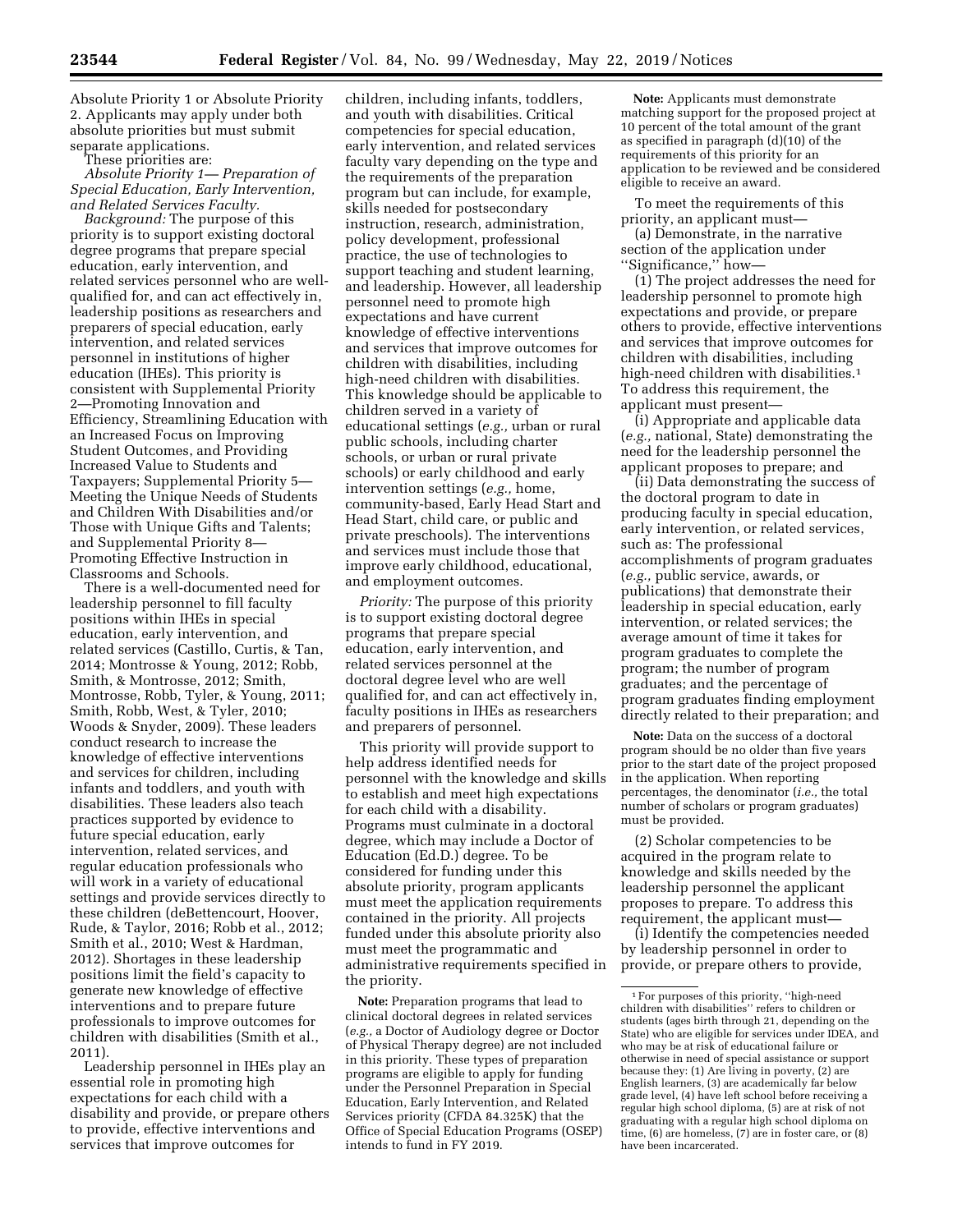Absolute Priority 1 or Absolute Priority 2. Applicants may apply under both absolute priorities but must submit separate applications.

These priorities are:

*Absolute Priority 1— Preparation of Special Education, Early Intervention, and Related Services Faculty.*

*Background:* The purpose of this priority is to support existing doctoral degree programs that prepare special education, early intervention, and related services personnel who are well-qualified for, and can act effectively in, leadership positions as researchers and preparers of special education, early intervention, and related services personnel in institutions of higher education (IHEs). This priority is consistent with Supplemental Priority 2—Promoting Innovation and Efficiency, Streamlining Education with an Increased Focus on Improving Student Outcomes, and Providing Increased Value to Students and Taxpayers; Supplemental Priority 5—Meeting the Unique Needs of Students and Children With Disabilities and/or Those with Unique Gifts and Talents; and Supplemental Priority 8—Promoting Effective Instruction in Classrooms and Schools.

There is a well-documented need for leadership personnel to fill faculty positions within IHEs in special education, early intervention, and related services (Castillo, Curtis, & Tan, 2014; Montrosse & Young, 2012; Robb, Smith, & Montrosse, 2012; Smith, Montrosse, Robb, Tyler, & Young, 2011; Smith, Robb, West, & Tyler, 2010; Woods & Snyder, 2009). These leaders conduct research to increase the knowledge of effective interventions and services for children, including infants and toddlers, and youth with disabilities. These leaders also teach practices supported by evidence to future special education, early intervention, related services, and regular education professionals who will work in a variety of educational settings and provide services directly to these children (deBettencourt, Hoover, Rude, & Taylor, 2016; Robb et al., 2012; Smith et al., 2010; West & Hardman, 2012). Shortages in these leadership positions limit the field's capacity to generate new knowledge of effective interventions and to prepare future professionals to improve outcomes for children with disabilities (Smith et al., 2011).

Leadership personnel in IHEs play an essential role in promoting high expectations for each child with a disability and provide, or prepare others to provide, effective interventions and services that improve outcomes for children, including infants, toddlers, and youth with disabilities. Critical competencies for special education, early intervention, and related services faculty vary depending on the type and the requirements of the preparation program but can include, for example, skills needed for postsecondary instruction, research, administration, policy development, professional practice, the use of technologies to support teaching and student learning, and leadership. However, all leadership personnel need to promote high expectations and have current knowledge of effective interventions and services that improve outcomes for children with disabilities, including high-need children with disabilities. This knowledge should be applicable to children served in a variety of educational settings (*e.g.,* urban or rural public schools, including charter schools, or urban or rural private schools) or early childhood and early intervention settings (*e.g.,* home, community-based, Early Head Start and Head Start, child care, or public and private preschools). The interventions and services must include those that improve early childhood, educational, and employment outcomes.

*Priority:* The purpose of this priority is to support existing doctoral degree programs that prepare special education, early intervention, and related services personnel at the doctoral degree level who are well qualified for, and can act effectively in, faculty positions in IHEs as researchers and preparers of personnel.

This priority will provide support to help address identified needs for personnel with the knowledge and skills to establish and meet high expectations for each child with a disability. Programs must culminate in a doctoral degree, which may include a Doctor of Education (Ed.D.) degree. To be considered for funding under this absolute priority, program applicants must meet the application requirements contained in the priority. All projects funded under this absolute priority also must meet the programmatic and administrative requirements specified in the priority.

**Note:** Preparation programs that lead to clinical doctoral degrees in related services (*e.g.,* a Doctor of Audiology degree or Doctor of Physical Therapy degree) are not included in this priority. These types of preparation programs are eligible to apply for funding under the Personnel Preparation in Special Education, Early Intervention, and Related Services priority (CFDA 84.325K) that the Office of Special Education Programs (OSEP) intends to fund in FY 2019.

**Note:** Applicants must demonstrate matching support for the proposed project at 10 percent of the total amount of the grant as specified in paragraph (d)(10) of the requirements of this priority for an application to be reviewed and be considered eligible to receive an award.

To meet the requirements of this priority, an applicant must—

(a) Demonstrate, in the narrative section of the application under "Significance," how—

(1) The project addresses the need for leadership personnel to promote high expectations and provide, or prepare others to provide, effective interventions and services that improve outcomes for children with disabilities, including high-need children with disabilities.[1] To address this requirement, the applicant must present—

(i) Appropriate and applicable data (*e.g.,* national, State) demonstrating the need for the leadership personnel the applicant proposes to prepare; and

(ii) Data demonstrating the success of the doctoral program to date in producing faculty in special education, early intervention, or related services, such as: The professional accomplishments of program graduates (*e.g.,* public service, awards, or publications) that demonstrate their leadership in special education, early intervention, or related services; the average amount of time it takes for program graduates to complete the program; the number of program graduates; and the percentage of program graduates finding employment directly related to their preparation; and

**Note:** Data on the success of a doctoral program should be no older than five years prior to the start date of the project proposed in the application. When reporting percentages, the denominator (*i.e.,* the total number of scholars or program graduates) must be provided.

(2) Scholar competencies to be acquired in the program relate to knowledge and skills needed by the leadership personnel the applicant proposes to prepare. To address this requirement, the applicant must—

(i) Identify the competencies needed by leadership personnel in order to provide, or prepare others to provide,

[1] For purposes of this priority, "high-need children with disabilities" refers to children or students (ages birth through 21, depending on the State) who are eligible for services under IDEA, and who may be at risk of educational failure or otherwise in need of special assistance or support because they: (1) Are living in poverty, (2) are English learners, (3) are academically far below grade level, (4) have left school before receiving a regular high school diploma, (5) are at risk of not graduating with a regular high school diploma on time, (6) are homeless, (7) are in foster care, or (8) have been incarcerated.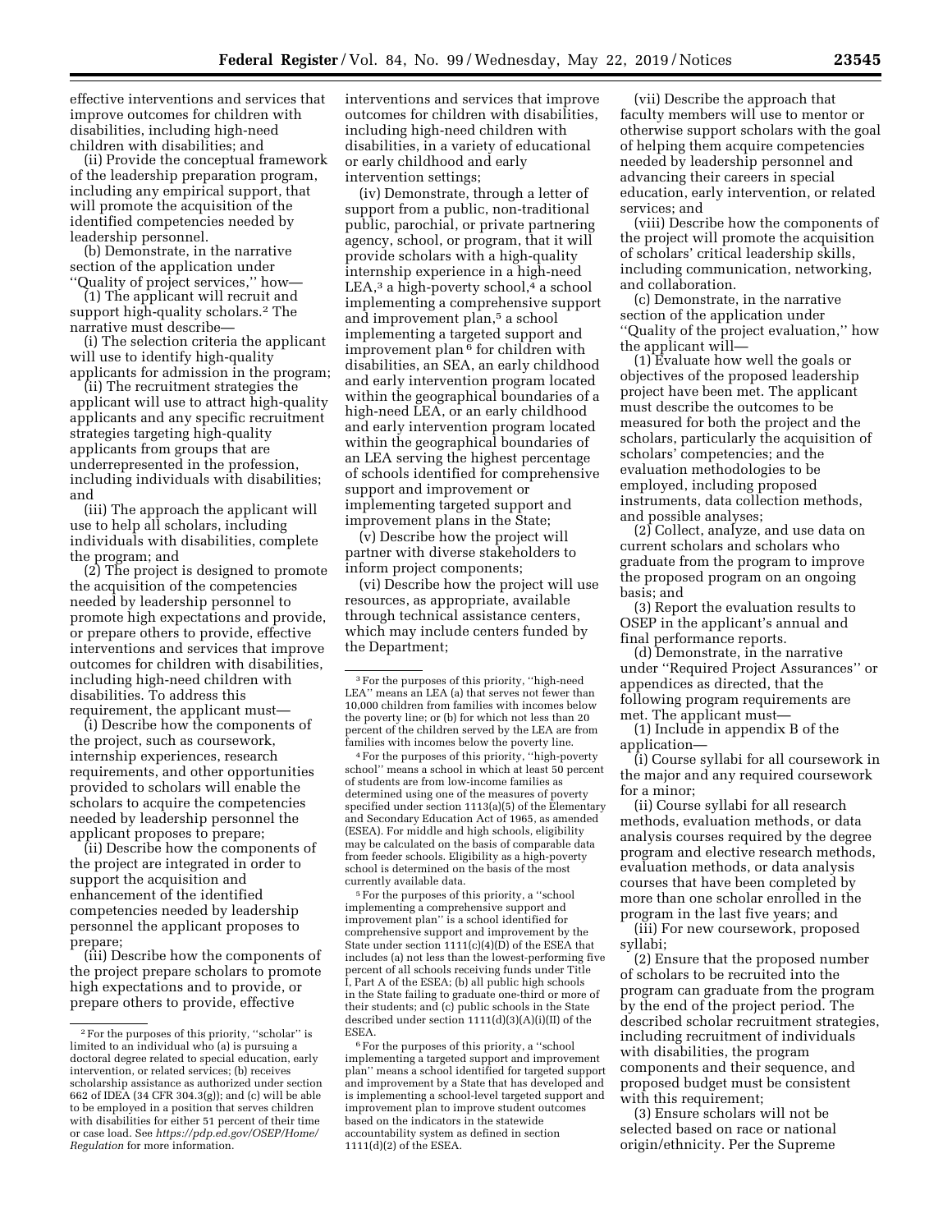effective interventions and services that improve outcomes for children with disabilities, including high-need children with disabilities; and

(ii) Provide the conceptual framework of the leadership preparation program, including any empirical support, that will promote the acquisition of the identified competencies needed by leadership personnel.

(b) Demonstrate, in the narrative section of the application under ''Quality of project services,'' how—

(1) The applicant will recruit and support high-quality scholars.[2] The narrative must describe—

(i) The selection criteria the applicant will use to identify high-quality applicants for admission in the program;

(ii) The recruitment strategies the applicant will use to attract high-quality applicants and any specific recruitment strategies targeting high-quality applicants from groups that are underrepresented in the profession, including individuals with disabilities; and

(iii) The approach the applicant will use to help all scholars, including individuals with disabilities, complete the program; and

(2) The project is designed to promote the acquisition of the competencies needed by leadership personnel to promote high expectations and provide, or prepare others to provide, effective interventions and services that improve outcomes for children with disabilities, including high-need children with disabilities. To address this requirement, the applicant must—

(i) Describe how the components of the project, such as coursework, internship experiences, research requirements, and other opportunities provided to scholars will enable the scholars to acquire the competencies needed by leadership personnel the applicant proposes to prepare;

(ii) Describe how the components of the project are integrated in order to support the acquisition and enhancement of the identified competencies needed by leadership personnel the applicant proposes to prepare;

(iii) Describe how the components of the project prepare scholars to promote high expectations and to provide, or prepare others to provide, effective interventions and services that improve outcomes for children with disabilities, including high-need children with disabilities, in a variety of educational or early childhood and early intervention settings;

(iv) Demonstrate, through a letter of support from a public, non-traditional public, parochial, or private partnering agency, school, or program, that it will provide scholars with a high-quality internship experience in a high-need LEA,[3] a high-poverty school,[4] a school implementing a comprehensive support and improvement plan,[5] a school implementing a targeted support and improvement plan[6] for children with disabilities, an SEA, an early childhood and early intervention program located within the geographical boundaries of a high-need LEA, or an early childhood and early intervention program located within the geographical boundaries of an LEA serving the highest percentage of schools identified for comprehensive support and improvement or implementing targeted support and improvement plans in the State;

(v) Describe how the project will partner with diverse stakeholders to inform project components;

(vi) Describe how the project will use resources, as appropriate, available through technical assistance centers, which may include centers funded by the Department;

(vii) Describe the approach that faculty members will use to mentor or otherwise support scholars with the goal of helping them acquire competencies needed by leadership personnel and advancing their careers in special education, early intervention, or related services; and

(viii) Describe how the components of the project will promote the acquisition of scholars' critical leadership skills, including communication, networking, and collaboration.

(c) Demonstrate, in the narrative section of the application under ''Quality of the project evaluation,'' how the applicant will—

(1) Evaluate how well the goals or objectives of the proposed leadership project have been met. The applicant must describe the outcomes to be measured for both the project and the scholars, particularly the acquisition of scholars' competencies; and the evaluation methodologies to be employed, including proposed instruments, data collection methods, and possible analyses;

(2) Collect, analyze, and use data on current scholars and scholars who graduate from the program to improve the proposed program on an ongoing basis; and

(3) Report the evaluation results to OSEP in the applicant's annual and final performance reports.

(d) Demonstrate, in the narrative under ''Required Project Assurances'' or appendices as directed, that the following program requirements are met. The applicant must—

(1) Include in appendix B of the application—

(i) Course syllabi for all coursework in the major and any required coursework for a minor;

(ii) Course syllabi for all research methods, evaluation methods, or data analysis courses required by the degree program and elective research methods, evaluation methods, or data analysis courses that have been completed by more than one scholar enrolled in the program in the last five years; and

(iii) For new coursework, proposed syllabi;

(2) Ensure that the proposed number of scholars to be recruited into the program can graduate from the program by the end of the project period. The described scholar recruitment strategies, including recruitment of individuals with disabilities, the program components and their sequence, and proposed budget must be consistent with this requirement;

(3) Ensure scholars will not be selected based on race or national origin/ethnicity. Per the Supreme

---

[2] For the purposes of this priority, ''scholar'' is limited to an individual who (a) is pursuing a doctoral degree related to special education, early intervention, or related services; (b) receives scholarship assistance as authorized under section 662 of IDEA (34 CFR 304.3(g)); and (c) will be able to be employed in a position that serves children with disabilities for either 51 percent of their time or case load. See *https://pdp.ed.gov/OSEP/Home/Regulation* for more information.

[3] For the purposes of this priority, ''high-need LEA'' means an LEA (a) that serves not fewer than 10,000 children from families with incomes below the poverty line; or (b) for which not less than 20 percent of the children served by the LEA are from families with incomes below the poverty line.

[4] For the purposes of this priority, ''high-poverty school'' means a school in which at least 50 percent of students are from low-income families as determined using one of the measures of poverty specified under section 1113(a)(5) of the Elementary and Secondary Education Act of 1965, as amended (ESEA). For middle and high schools, eligibility may be calculated on the basis of comparable data from feeder schools. Eligibility as a high-poverty school is determined on the basis of the most currently available data.

[5] For the purposes of this priority, a ''school implementing a comprehensive support and improvement plan'' is a school identified for comprehensive support and improvement by the State under section 1111(c)(4)(D) of the ESEA that includes (a) not less than the lowest-performing five percent of all schools receiving funds under Title I, Part A of the ESEA; (b) all public high schools in the State failing to graduate one-third or more of their students; and (c) public schools in the State described under section 1111(d)(3)(A)(i)(II) of the ESEA.

[6] For the purposes of this priority, a ''school implementing a targeted support and improvement plan'' means a school identified for targeted support and improvement by a State that has developed and is implementing a school-level targeted support and improvement plan to improve student outcomes based on the indicators in the statewide accountability system as defined in section 1111(d)(2) of the ESEA.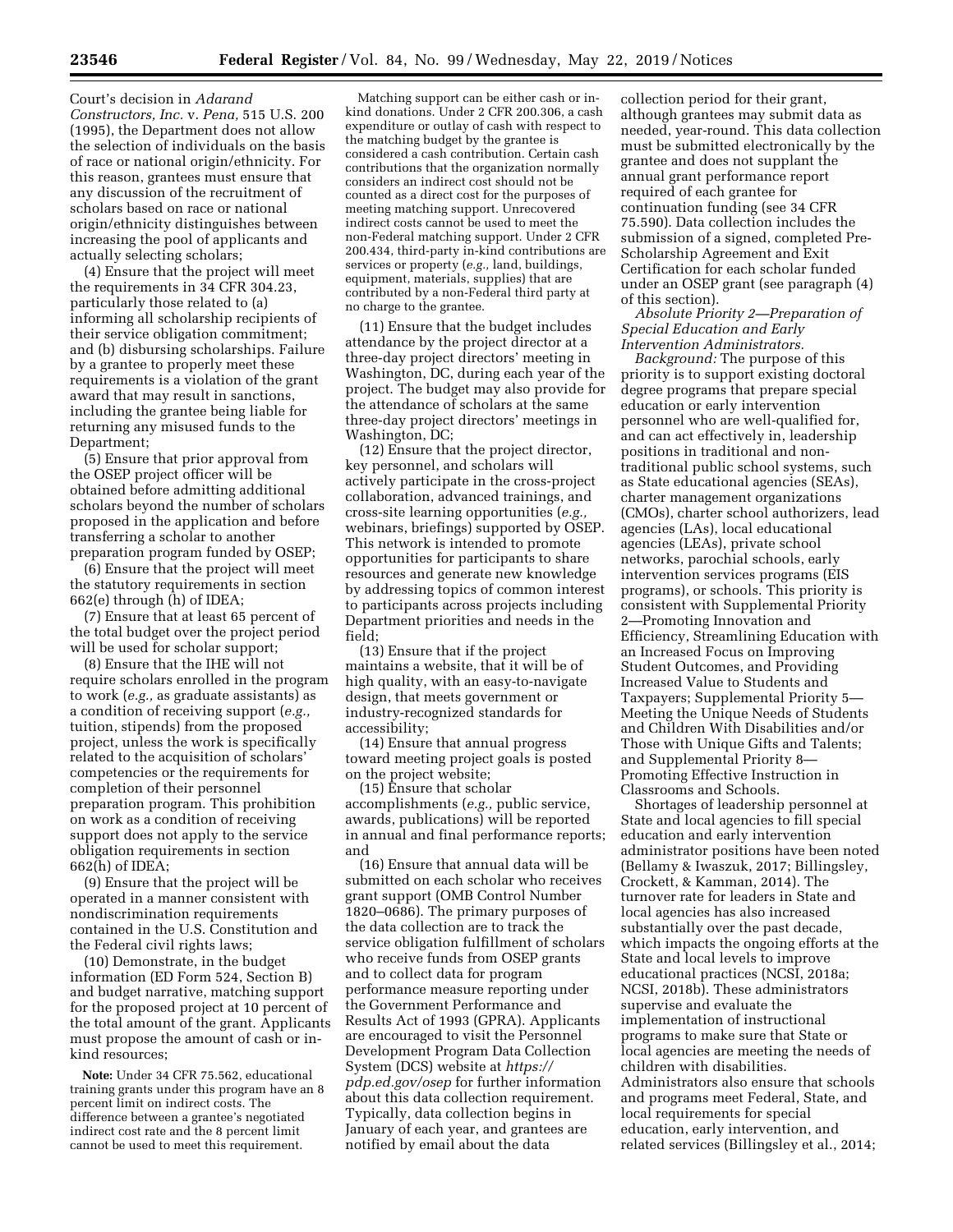Court's decision in *Adarand Constructors, Inc.* v. *Pena,* 515 U.S. 200 (1995), the Department does not allow the selection of individuals on the basis of race or national origin/ethnicity. For this reason, grantees must ensure that any discussion of the recruitment of scholars based on race or national origin/ethnicity distinguishes between increasing the pool of applicants and actually selecting scholars;

(4) Ensure that the project will meet the requirements in 34 CFR 304.23, particularly those related to (a) informing all scholarship recipients of their service obligation commitment; and (b) disbursing scholarships. Failure by a grantee to properly meet these requirements is a violation of the grant award that may result in sanctions, including the grantee being liable for returning any misused funds to the Department;

(5) Ensure that prior approval from the OSEP project officer will be obtained before admitting additional scholars beyond the number of scholars proposed in the application and before transferring a scholar to another preparation program funded by OSEP;

(6) Ensure that the project will meet the statutory requirements in section 662(e) through (h) of IDEA;

(7) Ensure that at least 65 percent of the total budget over the project period will be used for scholar support;

(8) Ensure that the IHE will not require scholars enrolled in the program to work (*e.g.,* as graduate assistants) as a condition of receiving support (*e.g.,* tuition, stipends) from the proposed project, unless the work is specifically related to the acquisition of scholars' competencies or the requirements for completion of their personnel preparation program. This prohibition on work as a condition of receiving support does not apply to the service obligation requirements in section 662(h) of IDEA;

(9) Ensure that the project will be operated in a manner consistent with nondiscrimination requirements contained in the U.S. Constitution and the Federal civil rights laws;

(10) Demonstrate, in the budget information (ED Form 524, Section B) and budget narrative, matching support for the proposed project at 10 percent of the total amount of the grant. Applicants must propose the amount of cash or in-kind resources;

**Note:** Under 34 CFR 75.562, educational training grants under this program have an 8 percent limit on indirect costs. The difference between a grantee's negotiated indirect cost rate and the 8 percent limit cannot be used to meet this requirement.

Matching support can be either cash or in-kind donations. Under 2 CFR 200.306, a cash expenditure or outlay of cash with respect to the matching budget by the grantee is considered a cash contribution. Certain cash contributions that the organization normally considers an indirect cost should not be counted as a direct cost for the purposes of meeting matching support. Unrecovered indirect costs cannot be used to meet the non-Federal matching support. Under 2 CFR 200.434, third-party in-kind contributions are services or property (*e.g.,* land, buildings, equipment, materials, supplies) that are contributed by a non-Federal third party at no charge to the grantee.

(11) Ensure that the budget includes attendance by the project director at a three-day project directors' meeting in Washington, DC, during each year of the project. The budget may also provide for the attendance of scholars at the same three-day project directors' meetings in Washington, DC;

(12) Ensure that the project director, key personnel, and scholars will actively participate in the cross-project collaboration, advanced trainings, and cross-site learning opportunities (*e.g.,* webinars, briefings) supported by OSEP. This network is intended to promote opportunities for participants to share resources and generate new knowledge by addressing topics of common interest to participants across projects including Department priorities and needs in the field;

(13) Ensure that if the project maintains a website, that it will be of high quality, with an easy-to-navigate design, that meets government or industry-recognized standards for accessibility;

(14) Ensure that annual progress toward meeting project goals is posted on the project website;

(15) Ensure that scholar accomplishments (*e.g.,* public service, awards, publications) will be reported in annual and final performance reports; and

(16) Ensure that annual data will be submitted on each scholar who receives grant support (OMB Control Number 1820–0686). The primary purposes of the data collection are to track the service obligation fulfillment of scholars who receive funds from OSEP grants and to collect data for program performance measure reporting under the Government Performance and Results Act of 1993 (GPRA). Applicants are encouraged to visit the Personnel Development Program Data Collection System (DCS) website at *https://pdp.ed.gov/osep* for further information about this data collection requirement. Typically, data collection begins in January of each year, and grantees are notified by email about the data collection period for their grant, although grantees may submit data as needed, year-round. This data collection must be submitted electronically by the grantee and does not supplant the annual grant performance report required of each grantee for continuation funding (see 34 CFR 75.590). Data collection includes the submission of a signed, completed Pre-Scholarship Agreement and Exit Certification for each scholar funded under an OSEP grant (see paragraph (4) of this section).

*Absolute Priority 2—Preparation of Special Education and Early Intervention Administrators.*

*Background:* The purpose of this priority is to support existing doctoral degree programs that prepare special education or early intervention personnel who are well-qualified for, and can act effectively in, leadership positions in traditional and non-traditional public school systems, such as State educational agencies (SEAs), charter management organizations (CMOs), charter school authorizers, lead agencies (LAs), local educational agencies (LEAs), private school networks, parochial schools, early intervention services programs (EIS programs), or schools. This priority is consistent with Supplemental Priority 2—Promoting Innovation and Efficiency, Streamlining Education with an Increased Focus on Improving Student Outcomes, and Providing Increased Value to Students and Taxpayers; Supplemental Priority 5—Meeting the Unique Needs of Students and Children With Disabilities and/or Those with Unique Gifts and Talents; and Supplemental Priority 8—Promoting Effective Instruction in Classrooms and Schools.

Shortages of leadership personnel at State and local agencies to fill special education and early intervention administrator positions have been noted (Bellamy & Iwaszuk, 2017; Billingsley, Crockett, & Kamman, 2014). The turnover rate for leaders in State and local agencies has also increased substantially over the past decade, which impacts the ongoing efforts at the State and local levels to improve educational practices (NCSI, 2018a; NCSI, 2018b). These administrators supervise and evaluate the implementation of instructional programs to make sure that State or local agencies are meeting the needs of children with disabilities. Administrators also ensure that schools and programs meet Federal, State, and local requirements for special education, early intervention, and related services (Billingsley et al., 2014;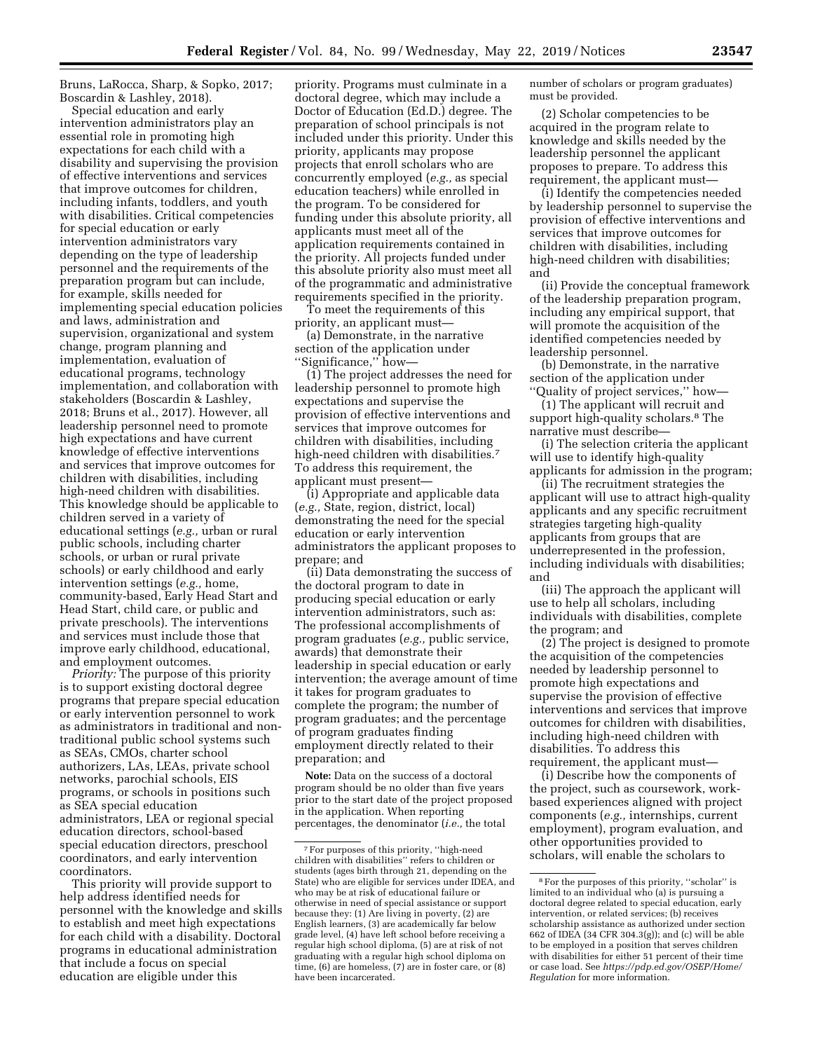Bruns, LaRocca, Sharp, & Sopko, 2017; Boscardin & Lashley, 2018).

Special education and early intervention administrators play an essential role in promoting high expectations for each child with a disability and supervising the provision of effective interventions and services that improve outcomes for children, including infants, toddlers, and youth with disabilities. Critical competencies for special education or early intervention administrators vary depending on the type of leadership personnel and the requirements of the preparation program but can include, for example, skills needed for implementing special education policies and laws, administration and supervision, organizational and system change, program planning and implementation, evaluation of educational programs, technology implementation, and collaboration with stakeholders (Boscardin & Lashley, 2018; Bruns et al., 2017). However, all leadership personnel need to promote high expectations and have current knowledge of effective interventions and services that improve outcomes for children with disabilities, including high-need children with disabilities. This knowledge should be applicable to children served in a variety of educational settings (*e.g.,* urban or rural public schools, including charter schools, or urban or rural private schools) or early childhood and early intervention settings (*e.g.,* home, community-based, Early Head Start and Head Start, child care, or public and private preschools). The interventions and services must include those that improve early childhood, educational, and employment outcomes.

*Priority:* The purpose of this priority is to support existing doctoral degree programs that prepare special education or early intervention personnel to work as administrators in traditional and non-traditional public school systems such as SEAs, CMOs, charter school authorizers, LAs, LEAs, private school networks, parochial schools, EIS programs, or schools in positions such as SEA special education administrators, LEA or regional special education directors, school-based special education directors, preschool coordinators, and early intervention coordinators.

This priority will provide support to help address identified needs for personnel with the knowledge and skills to establish and meet high expectations for each child with a disability. Doctoral programs in educational administration that include a focus on special education are eligible under this priority. Programs must culminate in a doctoral degree, which may include a Doctor of Education (Ed.D.) degree. The preparation of school principals is not included under this priority. Under this priority, applicants may propose projects that enroll scholars who are concurrently employed (*e.g.,* as special education teachers) while enrolled in the program. To be considered for funding under this absolute priority, all applicants must meet all of the application requirements contained in the priority. All projects funded under this absolute priority also must meet all of the programmatic and administrative requirements specified in the priority.

To meet the requirements of this priority, an applicant must—

(a) Demonstrate, in the narrative section of the application under "Significance," how—

(1) The project addresses the need for leadership personnel to promote high expectations and supervise the provision of effective interventions and services that improve outcomes for children with disabilities, including high-need children with disabilities.[7] To address this requirement, the applicant must present—

(i) Appropriate and applicable data (*e.g.,* State, region, district, local) demonstrating the need for the special education or early intervention administrators the applicant proposes to prepare; and

(ii) Data demonstrating the success of the doctoral program to date in producing special education or early intervention administrators, such as: The professional accomplishments of program graduates (*e.g.,* public service, awards) that demonstrate their leadership in special education or early intervention; the average amount of time it takes for program graduates to complete the program; the number of program graduates; and the percentage of program graduates finding employment directly related to their preparation; and

**Note:** Data on the success of a doctoral program should be no older than five years prior to the start date of the project proposed in the application. When reporting percentages, the denominator (*i.e.,* the total number of scholars or program graduates) must be provided.

(2) Scholar competencies to be acquired in the program relate to knowledge and skills needed by the leadership personnel the applicant proposes to prepare. To address this requirement, the applicant must—

(i) Identify the competencies needed by leadership personnel to supervise the provision of effective interventions and services that improve outcomes for children with disabilities, including high-need children with disabilities; and

(ii) Provide the conceptual framework of the leadership preparation program, including any empirical support, that will promote the acquisition of the identified competencies needed by leadership personnel.

(b) Demonstrate, in the narrative section of the application under "Quality of project services," how—

(1) The applicant will recruit and support high-quality scholars.[8] The narrative must describe—

(i) The selection criteria the applicant will use to identify high-quality applicants for admission in the program;

(ii) The recruitment strategies the applicant will use to attract high-quality applicants and any specific recruitment strategies targeting high-quality applicants from groups that are underrepresented in the profession, including individuals with disabilities; and

(iii) The approach the applicant will use to help all scholars, including individuals with disabilities, complete the program; and

(2) The project is designed to promote the acquisition of the competencies needed by leadership personnel to promote high expectations and supervise the provision of effective interventions and services that improve outcomes for children with disabilities, including high-need children with disabilities. To address this requirement, the applicant must—

(i) Describe how the components of the project, such as coursework, work-based experiences aligned with project components (*e.g.,* internships, current employment), program evaluation, and other opportunities provided to scholars, will enable the scholars to

---

[7] For purposes of this priority, "high-need children with disabilities" refers to children or students (ages birth through 21, depending on the State) who are eligible for services under IDEA, and who may be at risk of educational failure or otherwise in need of special assistance or support because they: (1) Are living in poverty, (2) are English learners, (3) are academically far below grade level, (4) have left school before receiving a regular high school diploma, (5) are at risk of not graduating with a regular high school diploma on time, (6) are homeless, (7) are in foster care, or (8) have been incarcerated.

[8] For the purposes of this priority, "scholar" is limited to an individual who (a) is pursuing a doctoral degree related to special education, early intervention, or related services; (b) receives scholarship assistance as authorized under section 662 of IDEA (34 CFR 304.3(g)); and (c) will be able to be employed in a position that serves children with disabilities for either 51 percent of their time or case load. See *https://pdp.ed.gov/OSEP/Home/Regulation* for more information.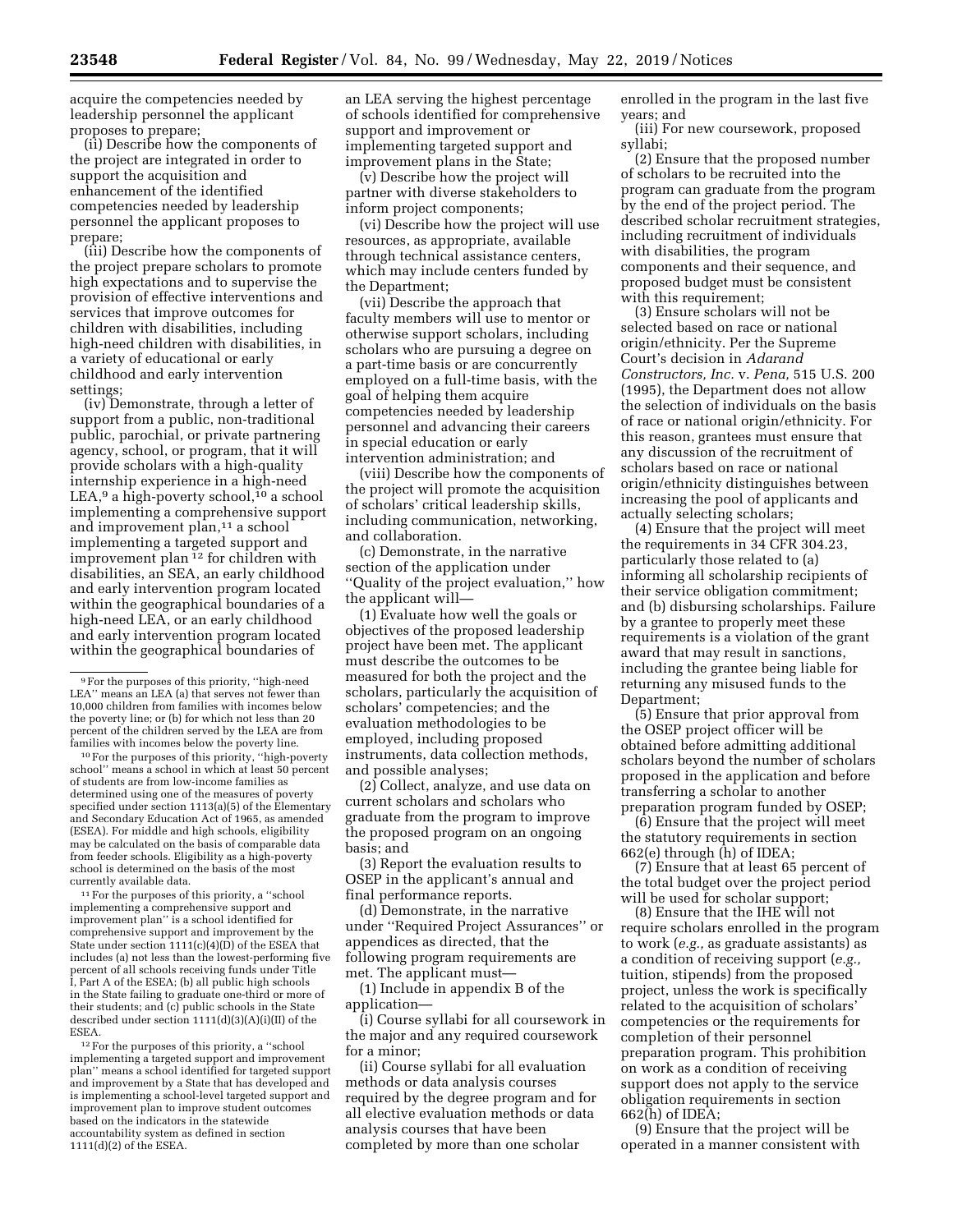acquire the competencies needed by leadership personnel the applicant proposes to prepare;

(ii) Describe how the components of the project are integrated in order to support the acquisition and enhancement of the identified competencies needed by leadership personnel the applicant proposes to prepare;

(iii) Describe how the components of the project prepare scholars to promote high expectations and to supervise the provision of effective interventions and services that improve outcomes for children with disabilities, including high-need children with disabilities, in a variety of educational or early childhood and early intervention settings;

(iv) Demonstrate, through a letter of support from a public, non-traditional public, parochial, or private partnering agency, school, or program, that it will provide scholars with a high-quality internship experience in a high-need LEA,[9] a high-poverty school,[10] a school implementing a comprehensive support and improvement plan,[11] a school implementing a targeted support and improvement plan [12] for children with disabilities, an SEA, an early childhood and early intervention program located within the geographical boundaries of a high-need LEA, or an early childhood and early intervention program located within the geographical boundaries of an LEA serving the highest percentage of schools identified for comprehensive support and improvement or implementing targeted support and improvement plans in the State;

(v) Describe how the project will partner with diverse stakeholders to inform project components;

(vi) Describe how the project will use resources, as appropriate, available through technical assistance centers, which may include centers funded by the Department;

(vii) Describe the approach that faculty members will use to mentor or otherwise support scholars, including scholars who are pursuing a degree on a part-time basis or are concurrently employed on a full-time basis, with the goal of helping them acquire competencies needed by leadership personnel and advancing their careers in special education or early intervention administration; and

(viii) Describe how the components of the project will promote the acquisition of scholars' critical leadership skills, including communication, networking, and collaboration.

(c) Demonstrate, in the narrative section of the application under "Quality of the project evaluation," how the applicant will—

(1) Evaluate how well the goals or objectives of the proposed leadership project have been met. The applicant must describe the outcomes to be measured for both the project and the scholars, particularly the acquisition of scholars' competencies; and the evaluation methodologies to be employed, including proposed instruments, data collection methods, and possible analyses;

(2) Collect, analyze, and use data on current scholars and scholars who graduate from the program to improve the proposed program on an ongoing basis; and

(3) Report the evaluation results to OSEP in the applicant's annual and final performance reports.

(d) Demonstrate, in the narrative under "Required Project Assurances" or appendices as directed, that the following program requirements are met. The applicant must—

(1) Include in appendix B of the application—

(i) Course syllabi for all coursework in the major and any required coursework for a minor;

(ii) Course syllabi for all evaluation methods or data analysis courses required by the degree program and for all elective evaluation methods or data analysis courses that have been completed by more than one scholar enrolled in the program in the last five years; and

(iii) For new coursework, proposed syllabi;

(2) Ensure that the proposed number of scholars to be recruited into the program can graduate from the program by the end of the project period. The described scholar recruitment strategies, including recruitment of individuals with disabilities, the program components and their sequence, and proposed budget must be consistent with this requirement;

(3) Ensure scholars will not be selected based on race or national origin/ethnicity. Per the Supreme Court's decision in *Adarand Constructors, Inc.* v. *Pena,* 515 U.S. 200 (1995), the Department does not allow the selection of individuals on the basis of race or national origin/ethnicity. For this reason, grantees must ensure that any discussion of the recruitment of scholars based on race or national origin/ethnicity distinguishes between increasing the pool of applicants and actually selecting scholars;

(4) Ensure that the project will meet the requirements in 34 CFR 304.23, particularly those related to (a) informing all scholarship recipients of their service obligation commitment; and (b) disbursing scholarships. Failure by a grantee to properly meet these requirements is a violation of the grant award that may result in sanctions, including the grantee being liable for returning any misused funds to the Department;

(5) Ensure that prior approval from the OSEP project officer will be obtained before admitting additional scholars beyond the number of scholars proposed in the application and before transferring a scholar to another preparation program funded by OSEP;

(6) Ensure that the project will meet the statutory requirements in section 662(e) through (h) of IDEA;

(7) Ensure that at least 65 percent of the total budget over the project period will be used for scholar support;

(8) Ensure that the IHE will not require scholars enrolled in the program to work (*e.g.,* as graduate assistants) as a condition of receiving support (*e.g.,* tuition, stipends) from the proposed project, unless the work is specifically related to the acquisition of scholars' competencies or the requirements for completion of their personnel preparation program. This prohibition on work as a condition of receiving support does not apply to the service obligation requirements in section 662(h) of IDEA;

(9) Ensure that the project will be operated in a manner consistent with

---

[9] For the purposes of this priority, "high-need LEA" means an LEA (a) that serves not fewer than 10,000 children from families with incomes below the poverty line; or (b) for which not less than 20 percent of the children served by the LEA are from families with incomes below the poverty line.

[10] For the purposes of this priority, "high-poverty school" means a school in which at least 50 percent of students are from low-income families as determined using one of the measures of poverty specified under section 1113(a)(5) of the Elementary and Secondary Education Act of 1965, as amended (ESEA). For middle and high schools, eligibility may be calculated on the basis of comparable data from feeder schools. Eligibility as a high-poverty school is determined on the basis of the most currently available data.

[11] For the purposes of this priority, a "school implementing a comprehensive support and improvement plan" is a school identified for comprehensive support and improvement by the State under section 1111(c)(4)(D) of the ESEA that includes (a) not less than the lowest-performing five percent of all schools receiving funds under Title I, Part A of the ESEA; (b) all public high schools in the State failing to graduate one-third or more of their students; and (c) public schools in the State described under section 1111(d)(3)(A)(i)(II) of the ESEA.

[12] For the purposes of this priority, a "school implementing a targeted support and improvement plan" means a school identified for targeted support and improvement by a State that has developed and is implementing a school-level targeted support and improvement plan to improve student outcomes based on the indicators in the statewide accountability system as defined in section 1111(d)(2) of the ESEA.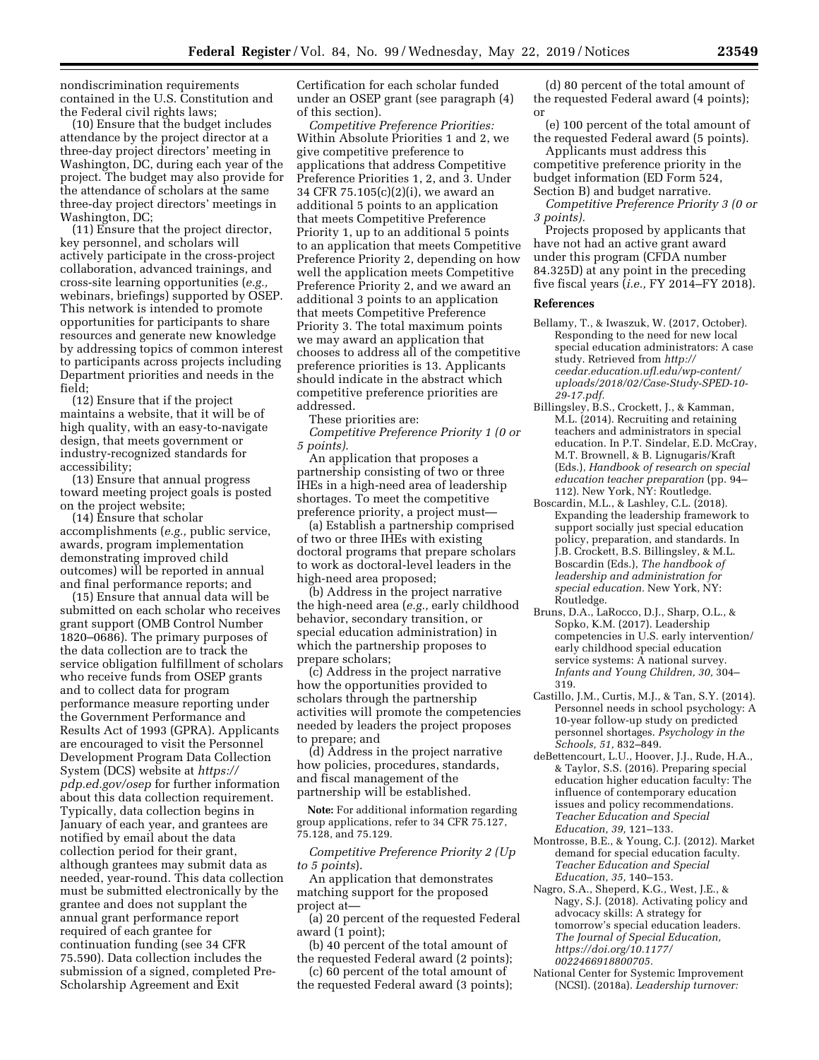nondiscrimination requirements contained in the U.S. Constitution and the Federal civil rights laws;

(10) Ensure that the budget includes attendance by the project director at a three-day project directors' meeting in Washington, DC, during each year of the project. The budget may also provide for the attendance of scholars at the same three-day project directors' meetings in Washington, DC;

(11) Ensure that the project director, key personnel, and scholars will actively participate in the cross-project collaboration, advanced trainings, and cross-site learning opportunities (*e.g.,* webinars, briefings) supported by OSEP. This network is intended to promote opportunities for participants to share resources and generate new knowledge by addressing topics of common interest to participants across projects including Department priorities and needs in the field;

(12) Ensure that if the project maintains a website, that it will be of high quality, with an easy-to-navigate design, that meets government or industry-recognized standards for accessibility;

(13) Ensure that annual progress toward meeting project goals is posted on the project website;

(14) Ensure that scholar accomplishments (*e.g.,* public service, awards, program implementation demonstrating improved child outcomes) will be reported in annual and final performance reports; and

(15) Ensure that annual data will be submitted on each scholar who receives grant support (OMB Control Number 1820–0686). The primary purposes of the data collection are to track the service obligation fulfillment of scholars who receive funds from OSEP grants and to collect data for program performance measure reporting under the Government Performance and Results Act of 1993 (GPRA). Applicants are encouraged to visit the Personnel Development Program Data Collection System (DCS) website at *https://pdp.ed.gov/osep* for further information about this data collection requirement. Typically, data collection begins in January of each year, and grantees are notified by email about the data collection period for their grant, although grantees may submit data as needed, year-round. This data collection must be submitted electronically by the grantee and does not supplant the annual grant performance report required of each grantee for continuation funding (see 34 CFR 75.590). Data collection includes the submission of a signed, completed Pre-Scholarship Agreement and Exit Certification for each scholar funded under an OSEP grant (see paragraph (4) of this section).

*Competitive Preference Priorities:* Within Absolute Priorities 1 and 2, we give competitive preference to applications that address Competitive Preference Priorities 1, 2, and 3. Under 34 CFR 75.105(c)(2)(i), we award an additional 5 points to an application that meets Competitive Preference Priority 1, up to an additional 5 points to an application that meets Competitive Preference Priority 2, depending on how well the application meets Competitive Preference Priority 2, and we award an additional 3 points to an application that meets Competitive Preference Priority 3. The total maximum points we may award an application that chooses to address all of the competitive preference priorities is 13. Applicants should indicate in the abstract which competitive preference priorities are addressed.

These priorities are:

*Competitive Preference Priority 1 (0 or 5 points).*

An application that proposes a partnership consisting of two or three IHEs in a high-need area of leadership shortages. To meet the competitive preference priority, a project must—

(a) Establish a partnership comprised of two or three IHEs with existing doctoral programs that prepare scholars to work as doctoral-level leaders in the high-need area proposed;

(b) Address in the project narrative the high-need area (*e.g.,* early childhood behavior, secondary transition, or special education administration) in which the partnership proposes to prepare scholars;

(c) Address in the project narrative how the opportunities provided to scholars through the partnership activities will promote the competencies needed by leaders the project proposes to prepare; and

(d) Address in the project narrative how policies, procedures, standards, and fiscal management of the partnership will be established.

**Note:** For additional information regarding group applications, refer to 34 CFR 75.127, 75.128, and 75.129.

*Competitive Preference Priority 2 (Up to 5 points).*

An application that demonstrates matching support for the proposed project at—

(a) 20 percent of the requested Federal award (1 point);

(b) 40 percent of the total amount of the requested Federal award (2 points);

(c) 60 percent of the total amount of the requested Federal award (3 points);

(d) 80 percent of the total amount of the requested Federal award (4 points); or

(e) 100 percent of the total amount of the requested Federal award (5 points).

Applicants must address this competitive preference priority in the budget information (ED Form 524, Section B) and budget narrative.

*Competitive Preference Priority 3 (0 or 3 points).*

Projects proposed by applicants that have not had an active grant award under this program (CFDA number 84.325D) at any point in the preceding five fiscal years (*i.e.,* FY 2014–FY 2018).

## References

Bellamy, T., & Iwaszuk, W. (2017, October). Responding to the need for new local special education administrators: A case study. Retrieved from *http://ceedar.education.ufl.edu/wp-content/uploads/2018/02/Case-Study-SPED-10-29-17.pdf.*

Billingsley, B.S., Crockett, J., & Kamman, M.L. (2014). Recruiting and retaining teachers and administrators in special education. In P.T. Sindelar, E.D. McCray, M.T. Brownell, & B. Lignugaris/Kraft (Eds.), *Handbook of research on special education teacher preparation* (pp. 94–112). New York, NY: Routledge.

Boscardin, M.L., & Lashley, C.L. (2018). Expanding the leadership framework to support socially just special education policy, preparation, and standards. In J.B. Crockett, B.S. Billingsley, & M.L. Boscardin (Eds.), *The handbook of leadership and administration for special education.* New York, NY: Routledge.

Bruns, D.A., LaRocco, D.J., Sharp, O.L., & Sopko, K.M. (2017). Leadership competencies in U.S. early intervention/early childhood special education service systems: A national survey. *Infants and Young Children, 30,* 304–319.

Castillo, J.M., Curtis, M.J., & Tan, S.Y. (2014). Personnel needs in school psychology: A 10-year follow-up study on predicted personnel shortages. *Psychology in the Schools, 51,* 832–849.

deBettencourt, L.U., Hoover, J.J., Rude, H.A., & Taylor, S.S. (2016). Preparing special education higher education faculty: The influence of contemporary education issues and policy recommendations. *Teacher Education and Special Education, 39,* 121–133.

Montrosse, B.E., & Young, C.J. (2012). Market demand for special education faculty. *Teacher Education and Special Education, 35,* 140–153.

Nagro, S.A., Sheperd, K.G., West, J.E., & Nagy, S.J. (2018). Activating policy and advocacy skills: A strategy for tomorrow's special education leaders. *The Journal of Special Education, https://doi.org/10.1177/0022466918800705.*

National Center for Systemic Improvement (NCSI). (2018a). *Leadership turnover:*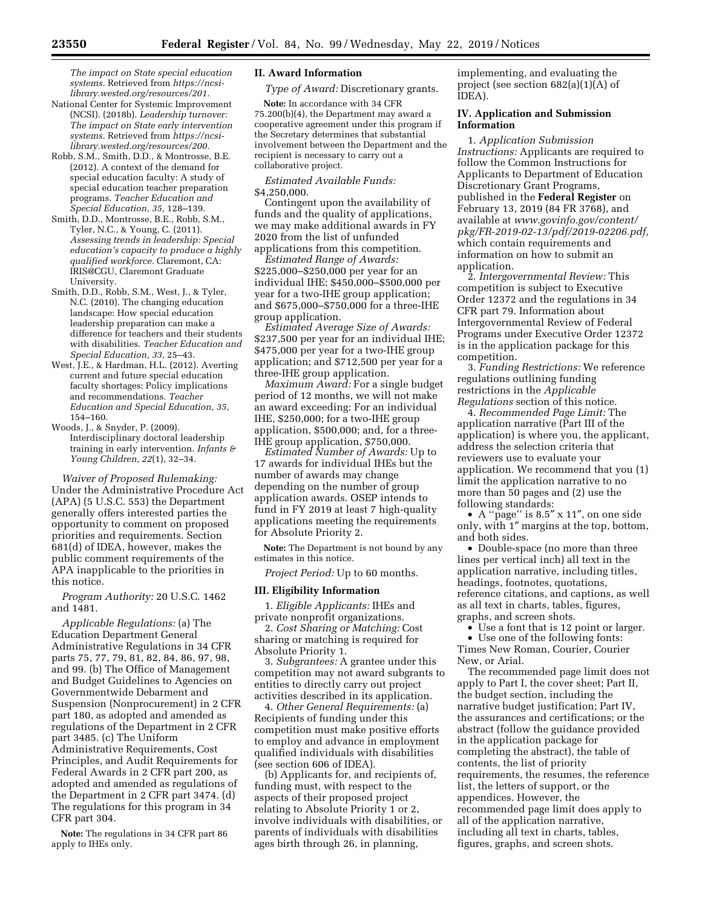*The impact on State special education systems.* Retrieved from *https://ncsi-library.wested.org/resources/201.*

National Center for Systemic Improvement (NCSI). (2018b). *Leadership turnover: The impact on State early intervention systems.* Retrieved from *https://ncsi-library.wested.org/resources/200.*

Robb, S.M., Smith, D.D., & Montrosse, B.E. (2012). A context of the demand for special education faculty: A study of special education teacher preparation programs. *Teacher Education and Special Education, 35,* 128–139.

Smith, D.D., Montrosse, B.E., Robb, S.M., Tyler, N.C., & Young, C. (2011). *Assessing trends in leadership: Special education's capacity to produce a highly qualified workforce.* Claremont, CA: IRIS@CGU, Claremont Graduate University.

Smith, D.D., Robb, S.M., West, J., & Tyler, N.C. (2010). The changing education landscape: How special education leadership preparation can make a difference for teachers and their students with disabilities. *Teacher Education and Special Education, 33,* 25–43.

West, J.E., & Hardman, H.L. (2012). Averting current and future special education faculty shortages: Policy implications and recommendations. *Teacher Education and Special Education, 35,* 154–160.

Woods, J., & Snyder, P. (2009). Interdisciplinary doctoral leadership training in early intervention. *Infants & Young Children, 22*(1), 32–34.

*Waiver of Proposed Rulemaking:* Under the Administrative Procedure Act (APA) (5 U.S.C. 553) the Department generally offers interested parties the opportunity to comment on proposed priorities and requirements. Section 681(d) of IDEA, however, makes the public comment requirements of the APA inapplicable to the priorities in this notice.

*Program Authority:* 20 U.S.C. 1462 and 1481.

*Applicable Regulations:* (a) The Education Department General Administrative Regulations in 34 CFR parts 75, 77, 79, 81, 82, 84, 86, 97, 98, and 99. (b) The Office of Management and Budget Guidelines to Agencies on Governmentwide Debarment and Suspension (Nonprocurement) in 2 CFR part 180, as adopted and amended as regulations of the Department in 2 CFR part 3485. (c) The Uniform Administrative Requirements, Cost Principles, and Audit Requirements for Federal Awards in 2 CFR part 200, as adopted and amended as regulations of the Department in 2 CFR part 3474. (d) The regulations for this program in 34 CFR part 304.

**Note:** The regulations in 34 CFR part 86 apply to IHEs only.

## II. Award Information

*Type of Award:* Discretionary grants.

**Note:** In accordance with 34 CFR 75.200(b)(4), the Department may award a cooperative agreement under this program if the Secretary determines that substantial involvement between the Department and the recipient is necessary to carry out a collaborative project.

*Estimated Available Funds:* $4,250,000.

Contingent upon the availability of funds and the quality of applications, we may make additional awards in FY 2020 from the list of unfunded applications from this competition.

*Estimated Range of Awards:* $225,000–$250,000 per year for an individual IHE; $450,000–$500,000 per year for a two-IHE group application; and $675,000–$750,000 for a three-IHE group application.

*Estimated Average Size of Awards:* $237,500 per year for an individual IHE; $475,000 per year for a two-IHE group application; and $712,500 per year for a three-IHE group application.

*Maximum Award:* For a single budget period of 12 months, we will not make an award exceeding: For an individual IHE, $250,000; for a two-IHE group application, $500,000; and, for a three-IHE group application, $750,000.

*Estimated Number of Awards:* Up to 17 awards for individual IHEs but the number of awards may change depending on the number of group application awards. OSEP intends to fund in FY 2019 at least 7 high-quality applications meeting the requirements for Absolute Priority 2.

**Note:** The Department is not bound by any estimates in this notice.

*Project Period:* Up to 60 months.

## III. Eligibility Information

1. *Eligible Applicants:* IHEs and private nonprofit organizations.

2. *Cost Sharing or Matching:* Cost sharing or matching is required for Absolute Priority 1.

3. *Subgrantees:* A grantee under this competition may not award subgrants to entities to directly carry out project activities described in its application.

4. *Other General Requirements:* (a) Recipients of funding under this competition must make positive efforts to employ and advance in employment qualified individuals with disabilities (see section 606 of IDEA).

(b) Applicants for, and recipients of, funding must, with respect to the aspects of their proposed project relating to Absolute Priority 1 or 2, involve individuals with disabilities, or parents of individuals with disabilities ages birth through 26, in planning, implementing, and evaluating the project (see section 682(a)(1)(A) of IDEA).

## IV. Application and Submission Information

1. *Application Submission Instructions:* Applicants are required to follow the Common Instructions for Applicants to Department of Education Discretionary Grant Programs, published in the **Federal Register** on February 13, 2019 (84 FR 3768), and available at *www.govinfo.gov/content/pkg/FR-2019-02-13/pdf/2019-02206.pdf,* which contain requirements and information on how to submit an application.

2. *Intergovernmental Review:* This competition is subject to Executive Order 12372 and the regulations in 34 CFR part 79. Information about Intergovernmental Review of Federal Programs under Executive Order 12372 is in the application package for this competition.

3. *Funding Restrictions:* We reference regulations outlining funding restrictions in the *Applicable Regulations* section of this notice.

4. *Recommended Page Limit:* The application narrative (Part III of the application) is where you, the applicant, address the selection criteria that reviewers use to evaluate your application. We recommend that you (1) limit the application narrative to no more than 50 pages and (2) use the following standards:

- A ''page'' is 8.5″ x 11″, on one side only, with 1″ margins at the top, bottom, and both sides.
- Double-space (no more than three lines per vertical inch) all text in the application narrative, including titles, headings, footnotes, quotations, reference citations, and captions, as well as all text in charts, tables, figures, graphs, and screen shots.
- Use a font that is 12 point or larger.
- Use one of the following fonts: Times New Roman, Courier, Courier New, or Arial.

The recommended page limit does not apply to Part I, the cover sheet; Part II, the budget section, including the narrative budget justification; Part IV, the assurances and certifications; or the abstract (follow the guidance provided in the application package for completing the abstract), the table of contents, the list of priority requirements, the resumes, the reference list, the letters of support, or the appendices. However, the recommended page limit does apply to all of the application narrative, including all text in charts, tables, figures, graphs, and screen shots.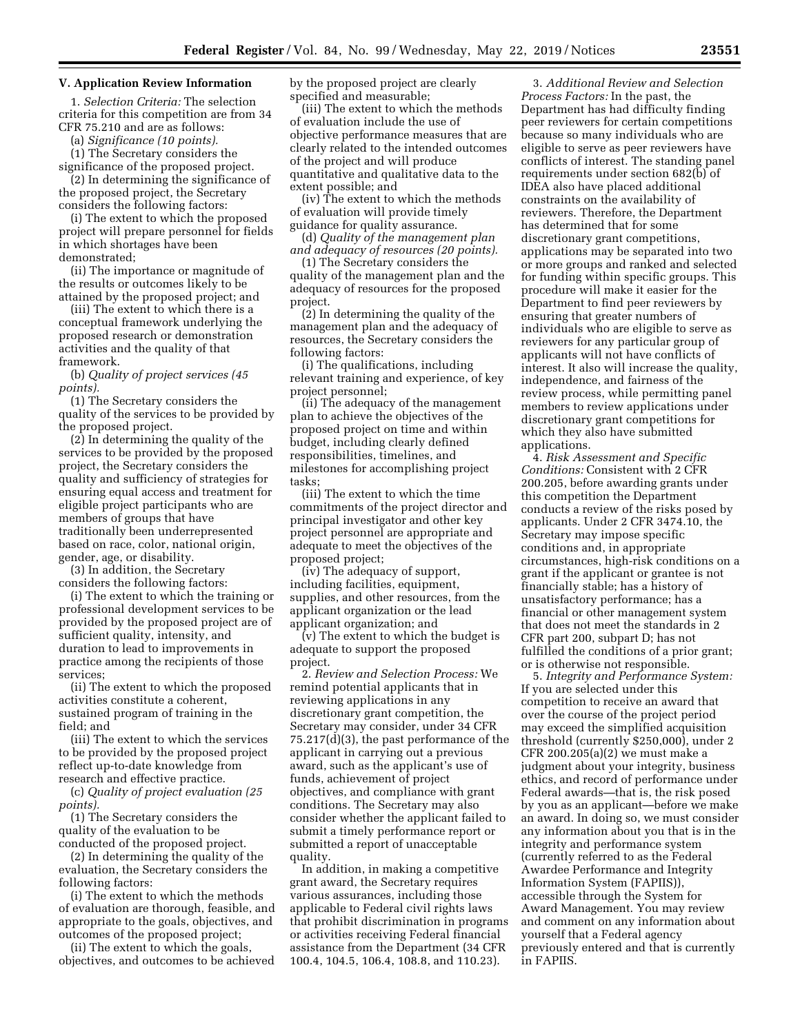### V. Application Review Information

1. *Selection Criteria:* The selection criteria for this competition are from 34 CFR 75.210 and are as follows:

(a) *Significance (10 points).*

(1) The Secretary considers the significance of the proposed project.

(2) In determining the significance of the proposed project, the Secretary considers the following factors:

(i) The extent to which the proposed project will prepare personnel for fields in which shortages have been demonstrated;

(ii) The importance or magnitude of the results or outcomes likely to be attained by the proposed project; and

(iii) The extent to which there is a conceptual framework underlying the proposed research or demonstration activities and the quality of that framework.

(b) *Quality of project services (45 points).*

(1) The Secretary considers the quality of the services to be provided by the proposed project.

(2) In determining the quality of the services to be provided by the proposed project, the Secretary considers the quality and sufficiency of strategies for ensuring equal access and treatment for eligible project participants who are members of groups that have traditionally been underrepresented based on race, color, national origin, gender, age, or disability.

(3) In addition, the Secretary considers the following factors:

(i) The extent to which the training or professional development services to be provided by the proposed project are of sufficient quality, intensity, and duration to lead to improvements in practice among the recipients of those services;

(ii) The extent to which the proposed activities constitute a coherent, sustained program of training in the field; and

(iii) The extent to which the services to be provided by the proposed project reflect up-to-date knowledge from research and effective practice.

(c) *Quality of project evaluation (25 points).*

(1) The Secretary considers the quality of the evaluation to be conducted of the proposed project.

(2) In determining the quality of the evaluation, the Secretary considers the following factors:

(i) The extent to which the methods of evaluation are thorough, feasible, and appropriate to the goals, objectives, and outcomes of the proposed project;

(ii) The extent to which the goals, objectives, and outcomes to be achieved by the proposed project are clearly specified and measurable;

(iii) The extent to which the methods of evaluation include the use of objective performance measures that are clearly related to the intended outcomes of the project and will produce quantitative and qualitative data to the extent possible; and

(iv) The extent to which the methods of evaluation will provide timely guidance for quality assurance.

(d) *Quality of the management plan and adequacy of resources (20 points).*

(1) The Secretary considers the quality of the management plan and the adequacy of resources for the proposed project.

(2) In determining the quality of the management plan and the adequacy of resources, the Secretary considers the following factors:

(i) The qualifications, including relevant training and experience, of key project personnel;

(ii) The adequacy of the management plan to achieve the objectives of the proposed project on time and within budget, including clearly defined responsibilities, timelines, and milestones for accomplishing project tasks;

(iii) The extent to which the time commitments of the project director and principal investigator and other key project personnel are appropriate and adequate to meet the objectives of the proposed project;

(iv) The adequacy of support, including facilities, equipment, supplies, and other resources, from the applicant organization or the lead applicant organization; and

(v) The extent to which the budget is adequate to support the proposed project.

2. *Review and Selection Process:* We remind potential applicants that in reviewing applications in any discretionary grant competition, the Secretary may consider, under 34 CFR 75.217(d)(3), the past performance of the applicant in carrying out a previous award, such as the applicant's use of funds, achievement of project objectives, and compliance with grant conditions. The Secretary may also consider whether the applicant failed to submit a timely performance report or submitted a report of unacceptable quality.

In addition, in making a competitive grant award, the Secretary requires various assurances, including those applicable to Federal civil rights laws that prohibit discrimination in programs or activities receiving Federal financial assistance from the Department (34 CFR 100.4, 104.5, 106.4, 108.8, and 110.23).

3. *Additional Review and Selection Process Factors:* In the past, the Department has had difficulty finding peer reviewers for certain competitions because so many individuals who are eligible to serve as peer reviewers have conflicts of interest. The standing panel requirements under section 682(b) of IDEA also have placed additional constraints on the availability of reviewers. Therefore, the Department has determined that for some discretionary grant competitions, applications may be separated into two or more groups and ranked and selected for funding within specific groups. This procedure will make it easier for the Department to find peer reviewers by ensuring that greater numbers of individuals who are eligible to serve as reviewers for any particular group of applicants will not have conflicts of interest. It also will increase the quality, independence, and fairness of the review process, while permitting panel members to review applications under discretionary grant competitions for which they also have submitted applications.

4. *Risk Assessment and Specific Conditions:* Consistent with 2 CFR 200.205, before awarding grants under this competition the Department conducts a review of the risks posed by applicants. Under 2 CFR 3474.10, the Secretary may impose specific conditions and, in appropriate circumstances, high-risk conditions on a grant if the applicant or grantee is not financially stable; has a history of unsatisfactory performance; has a financial or other management system that does not meet the standards in 2 CFR part 200, subpart D; has not fulfilled the conditions of a prior grant; or is otherwise not responsible.

5. *Integrity and Performance System:* If you are selected under this competition to receive an award that over the course of the project period may exceed the simplified acquisition threshold (currently $250,000), under 2 CFR 200.205(a)(2) we must make a judgment about your integrity, business ethics, and record of performance under Federal awards—that is, the risk posed by you as an applicant—before we make an award. In doing so, we must consider any information about you that is in the integrity and performance system (currently referred to as the Federal Awardee Performance and Integrity Information System (FAPIIS)), accessible through the System for Award Management. You may review and comment on any information about yourself that a Federal agency previously entered and that is currently in FAPIIS.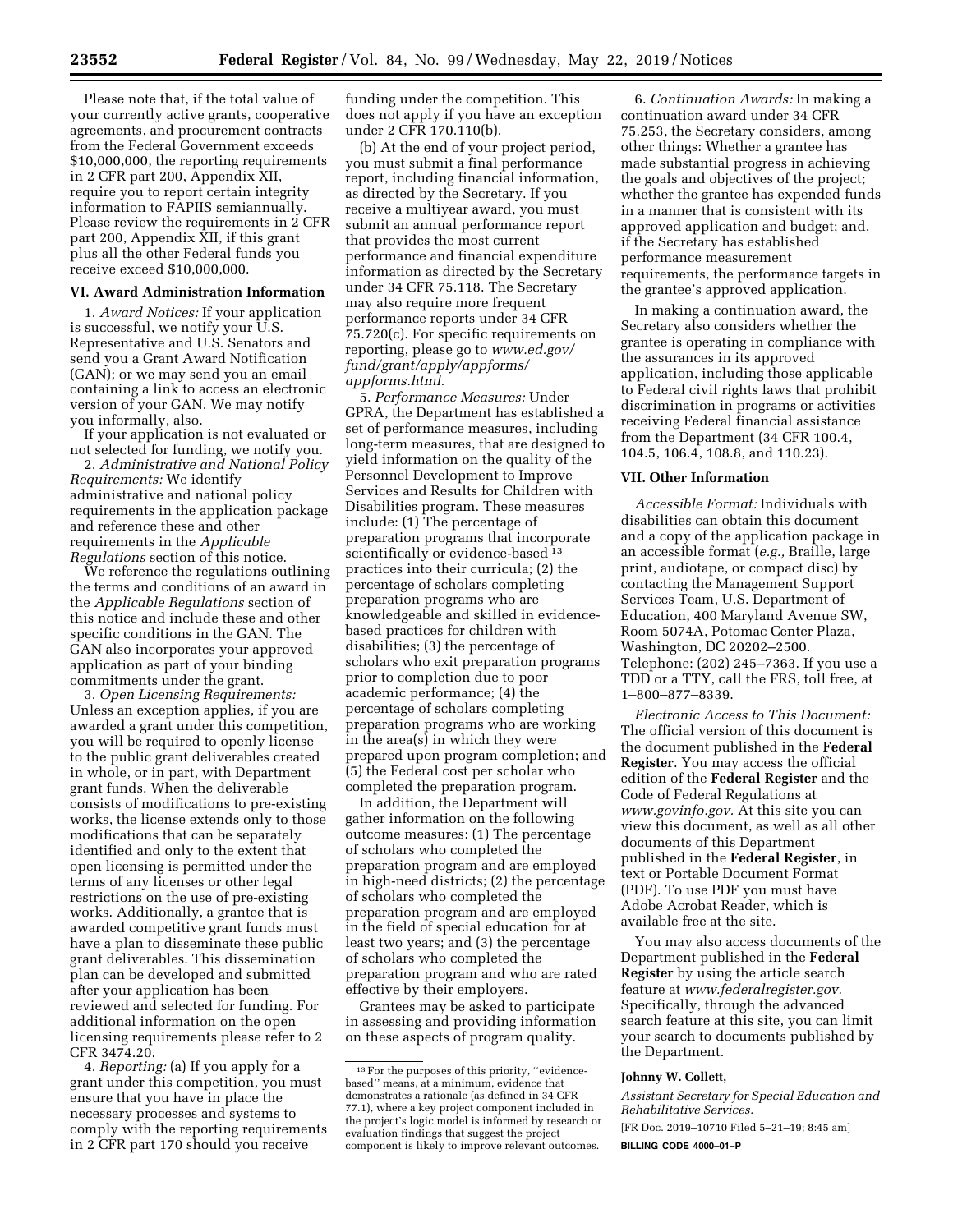Please note that, if the total value of your currently active grants, cooperative agreements, and procurement contracts from the Federal Government exceeds $10,000,000, the reporting requirements in 2 CFR part 200, Appendix XII, require you to report certain integrity information to FAPIIS semiannually. Please review the requirements in 2 CFR part 200, Appendix XII, if this grant plus all the other Federal funds you receive exceed $10,000,000.

## VI. Award Administration Information

1. *Award Notices:* If your application is successful, we notify your U.S. Representative and U.S. Senators and send you a Grant Award Notification (GAN); or we may send you an email containing a link to access an electronic version of your GAN. We may notify you informally, also.

If your application is not evaluated or not selected for funding, we notify you.

2. *Administrative and National Policy Requirements:* We identify administrative and national policy requirements in the application package and reference these and other requirements in the *Applicable Regulations* section of this notice.

We reference the regulations outlining the terms and conditions of an award in the *Applicable Regulations* section of this notice and include these and other specific conditions in the GAN. The GAN also incorporates your approved application as part of your binding commitments under the grant.

3. *Open Licensing Requirements:* Unless an exception applies, if you are awarded a grant under this competition, you will be required to openly license to the public grant deliverables created in whole, or in part, with Department grant funds. When the deliverable consists of modifications to pre-existing works, the license extends only to those modifications that can be separately identified and only to the extent that open licensing is permitted under the terms of any licenses or other legal restrictions on the use of pre-existing works. Additionally, a grantee that is awarded competitive grant funds must have a plan to disseminate these public grant deliverables. This dissemination plan can be developed and submitted after your application has been reviewed and selected for funding. For additional information on the open licensing requirements please refer to 2 CFR 3474.20.

4. *Reporting:* (a) If you apply for a grant under this competition, you must ensure that you have in place the necessary processes and systems to comply with the reporting requirements in 2 CFR part 170 should you receive funding under the competition. This does not apply if you have an exception under 2 CFR 170.110(b).

(b) At the end of your project period, you must submit a final performance report, including financial information, as directed by the Secretary. If you receive a multiyear award, you must submit an annual performance report that provides the most current performance and financial expenditure information as directed by the Secretary under 34 CFR 75.118. The Secretary may also require more frequent performance reports under 34 CFR 75.720(c). For specific requirements on reporting, please go to *www.ed.gov/fund/grant/apply/appforms/appforms.html*.

5. *Performance Measures:* Under GPRA, the Department has established a set of performance measures, including long-term measures, that are designed to yield information on the quality of the Personnel Development to Improve Services and Results for Children with Disabilities program. These measures include: (1) The percentage of preparation programs that incorporate scientifically or evidence-based[13] practices into their curricula; (2) the percentage of scholars completing preparation programs who are knowledgeable and skilled in evidence-based practices for children with disabilities; (3) the percentage of scholars who exit preparation programs prior to completion due to poor academic performance; (4) the percentage of scholars completing preparation programs who are working in the area(s) in which they were prepared upon program completion; and (5) the Federal cost per scholar who completed the preparation program.

In addition, the Department will gather information on the following outcome measures: (1) The percentage of scholars who completed the preparation program and are employed in high-need districts; (2) the percentage of scholars who completed the preparation program and are employed in the field of special education for at least two years; and (3) the percentage of scholars who completed the preparation program and who are rated effective by their employers.

Grantees may be asked to participate in assessing and providing information on these aspects of program quality.

[13] For the purposes of this priority, ''evidence-based'' means, at a minimum, evidence that demonstrates a rationale (as defined in 34 CFR 77.1), where a key project component included in the project's logic model is informed by research or evaluation findings that suggest the project component is likely to improve relevant outcomes.

6. *Continuation Awards:* In making a continuation award under 34 CFR 75.253, the Secretary considers, among other things: Whether a grantee has made substantial progress in achieving the goals and objectives of the project; whether the grantee has expended funds in a manner that is consistent with its approved application and budget; and, if the Secretary has established performance measurement requirements, the performance targets in the grantee's approved application.

In making a continuation award, the Secretary also considers whether the grantee is operating in compliance with the assurances in its approved application, including those applicable to Federal civil rights laws that prohibit discrimination in programs or activities receiving Federal financial assistance from the Department (34 CFR 100.4, 104.5, 106.4, 108.8, and 110.23).

## VII. Other Information

*Accessible Format:* Individuals with disabilities can obtain this document and a copy of the application package in an accessible format (*e.g.,* Braille, large print, audiotape, or compact disc) by contacting the Management Support Services Team, U.S. Department of Education, 400 Maryland Avenue SW, Room 5074A, Potomac Center Plaza, Washington, DC 20202–2500. Telephone: (202) 245–7363. If you use a TDD or a TTY, call the FRS, toll free, at 1–800–877–8339.

*Electronic Access to This Document:* The official version of this document is the document published in the **Federal Register**. You may access the official edition of the **Federal Register** and the Code of Federal Regulations at *www.govinfo.gov.* At this site you can view this document, as well as all other documents of this Department published in the **Federal Register**, in text or Portable Document Format (PDF). To use PDF you must have Adobe Acrobat Reader, which is available free at the site.

You may also access documents of the Department published in the **Federal Register** by using the article search feature at *www.federalregister.gov.* Specifically, through the advanced search feature at this site, you can limit your search to documents published by the Department.

**Johnny W. Collett,**

*Assistant Secretary for Special Education and Rehabilitative Services.*

[FR Doc. 2019–10710 Filed 5–21–19; 8:45 am]

**BILLING CODE 4000–01–P**